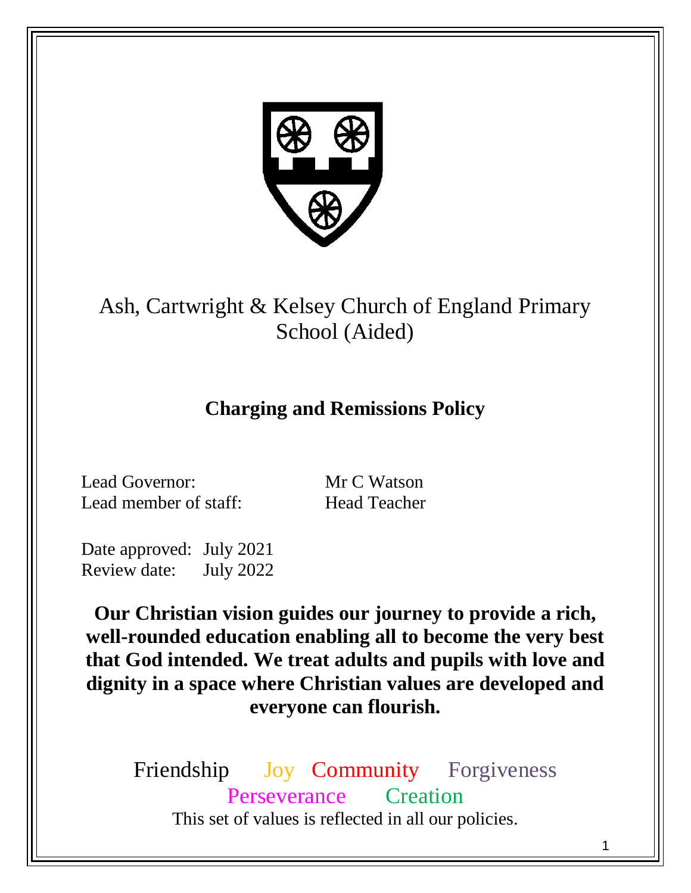# Ash, Cartwright & Kelsey Church of England Primary School (Aided)

## Charging and Remissions Policy

Lead Governor: Mr C Watson
Lead member of staff: Head Teacher

Date approved: July 2021
Review date: July 2022

**Our Christian vision guides our journey to provide a rich, well-rounded education enabling all to become the very best that God intended. We treat adults and pupils with love and dignity in a space where Christian values are developed and everyone can flourish.**

Friendship Joy Community Forgiveness
Perseverance Creation

This set of values is reflected in all our policies.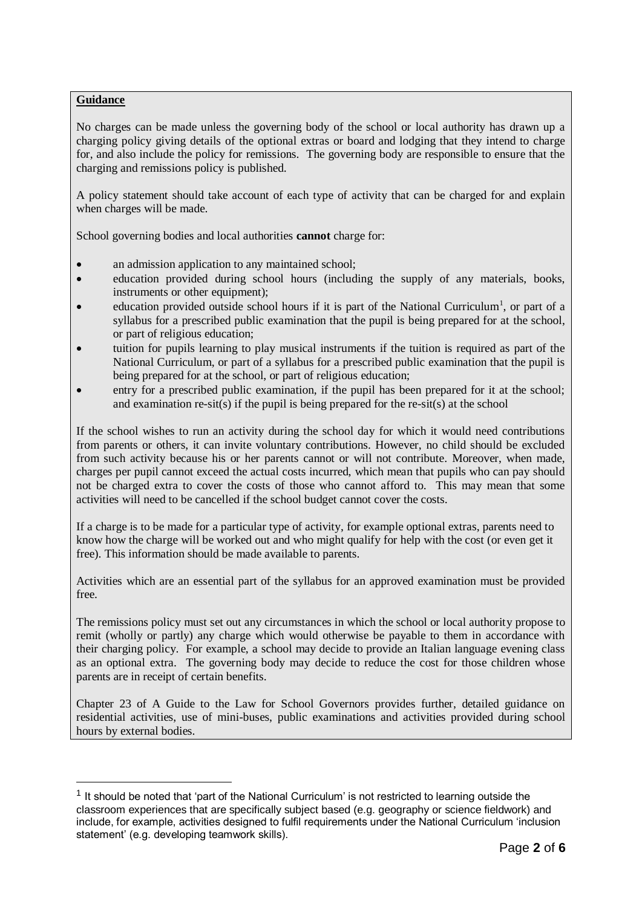**Guidance**

No charges can be made unless the governing body of the school or local authority has drawn up a charging policy giving details of the optional extras or board and lodging that they intend to charge for, and also include the policy for remissions. The governing body are responsible to ensure that the charging and remissions policy is published.

A policy statement should take account of each type of activity that can be charged for and explain when charges will be made.

School governing bodies and local authorities **cannot** charge for:

- an admission application to any maintained school;
- education provided during school hours (including the supply of any materials, books, instruments or other equipment);
- education provided outside school hours if it is part of the National Curriculum[1], or part of a syllabus for a prescribed public examination that the pupil is being prepared for at the school, or part of religious education;
- tuition for pupils learning to play musical instruments if the tuition is required as part of the National Curriculum, or part of a syllabus for a prescribed public examination that the pupil is being prepared for at the school, or part of religious education;
- entry for a prescribed public examination, if the pupil has been prepared for it at the school; and examination re-sit(s) if the pupil is being prepared for the re-sit(s) at the school

If the school wishes to run an activity during the school day for which it would need contributions from parents or others, it can invite voluntary contributions. However, no child should be excluded from such activity because his or her parents cannot or will not contribute. Moreover, when made, charges per pupil cannot exceed the actual costs incurred, which mean that pupils who can pay should not be charged extra to cover the costs of those who cannot afford to. This may mean that some activities will need to be cancelled if the school budget cannot cover the costs.

If a charge is to be made for a particular type of activity, for example optional extras, parents need to know how the charge will be worked out and who might qualify for help with the cost (or even get it free). This information should be made available to parents.

Activities which are an essential part of the syllabus for an approved examination must be provided free.

The remissions policy must set out any circumstances in which the school or local authority propose to remit (wholly or partly) any charge which would otherwise be payable to them in accordance with their charging policy. For example, a school may decide to provide an Italian language evening class as an optional extra. The governing body may decide to reduce the cost for those children whose parents are in receipt of certain benefits.

Chapter 23 of A Guide to the Law for School Governors provides further, detailed guidance on residential activities, use of mini-buses, public examinations and activities provided during school hours by external bodies.

---

[1] It should be noted that 'part of the National Curriculum' is not restricted to learning outside the classroom experiences that are specifically subject based (e.g. geography or science fieldwork) and include, for example, activities designed to fulfil requirements under the National Curriculum 'inclusion statement' (e.g. developing teamwork skills).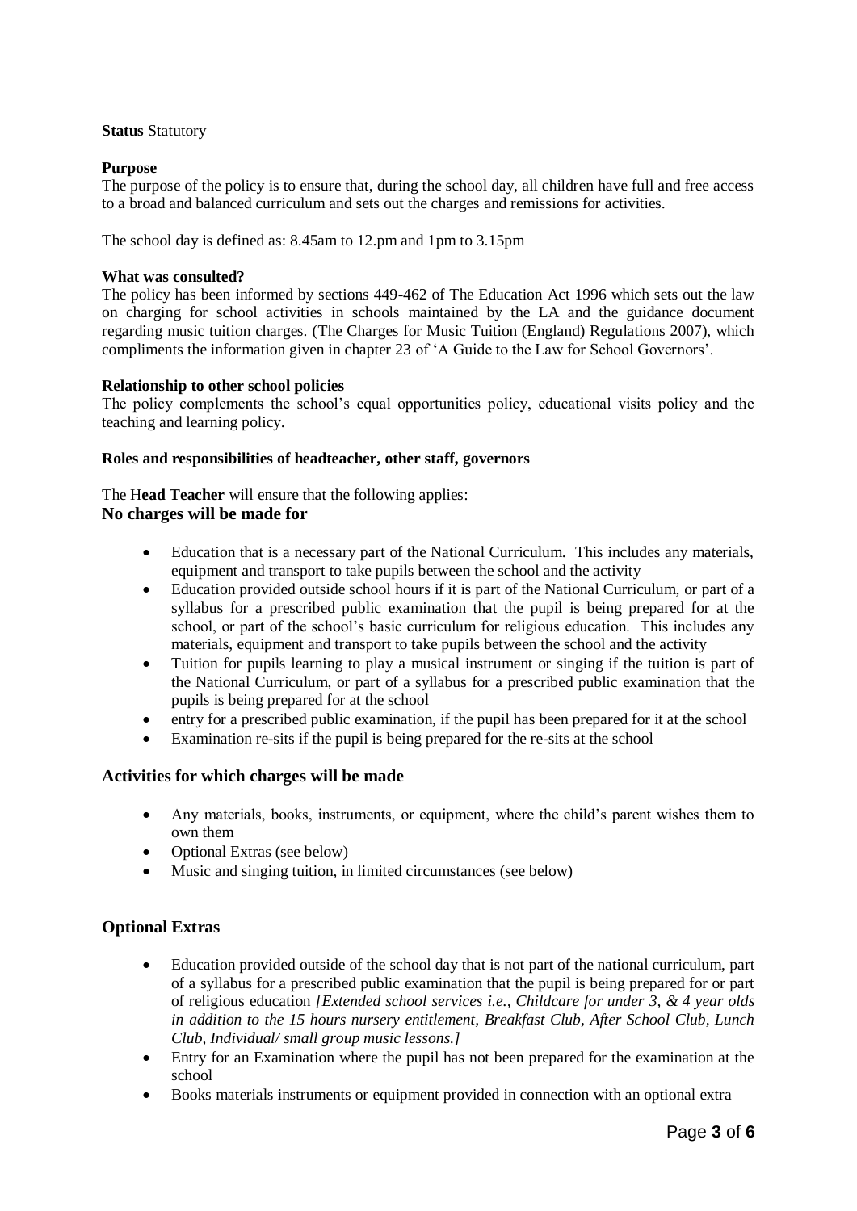**Status** Statutory

**Purpose**
The purpose of the policy is to ensure that, during the school day, all children have full and free access to a broad and balanced curriculum and sets out the charges and remissions for activities.

The school day is defined as: 8.45am to 12.pm and 1pm to 3.15pm

**What was consulted?**
The policy has been informed by sections 449-462 of The Education Act 1996 which sets out the law on charging for school activities in schools maintained by the LA and the guidance document regarding music tuition charges. (The Charges for Music Tuition (England) Regulations 2007), which compliments the information given in chapter 23 of 'A Guide to the Law for School Governors'.

**Relationship to other school policies**
The policy complements the school's equal opportunities policy, educational visits policy and the teaching and learning policy.

**Roles and responsibilities of headteacher, other staff, governors**

The H**ead Teacher** will ensure that the following applies:

### No charges will be made for

- Education that is a necessary part of the National Curriculum. This includes any materials, equipment and transport to take pupils between the school and the activity
- Education provided outside school hours if it is part of the National Curriculum, or part of a syllabus for a prescribed public examination that the pupil is being prepared for at the school, or part of the school's basic curriculum for religious education. This includes any materials, equipment and transport to take pupils between the school and the activity
- Tuition for pupils learning to play a musical instrument or singing if the tuition is part of the National Curriculum, or part of a syllabus for a prescribed public examination that the pupils is being prepared for at the school
- entry for a prescribed public examination, if the pupil has been prepared for it at the school
- Examination re-sits if the pupil is being prepared for the re-sits at the school

### Activities for which charges will be made

- Any materials, books, instruments, or equipment, where the child's parent wishes them to own them
- Optional Extras (see below)
- Music and singing tuition, in limited circumstances (see below)

### Optional Extras

- Education provided outside of the school day that is not part of the national curriculum, part of a syllabus for a prescribed public examination that the pupil is being prepared for or part of religious education *[Extended school services i.e., Childcare for under 3, & 4 year olds in addition to the 15 hours nursery entitlement, Breakfast Club, After School Club, Lunch Club, Individual/ small group music lessons.]*
- Entry for an Examination where the pupil has not been prepared for the examination at the school
- Books materials instruments or equipment provided in connection with an optional extra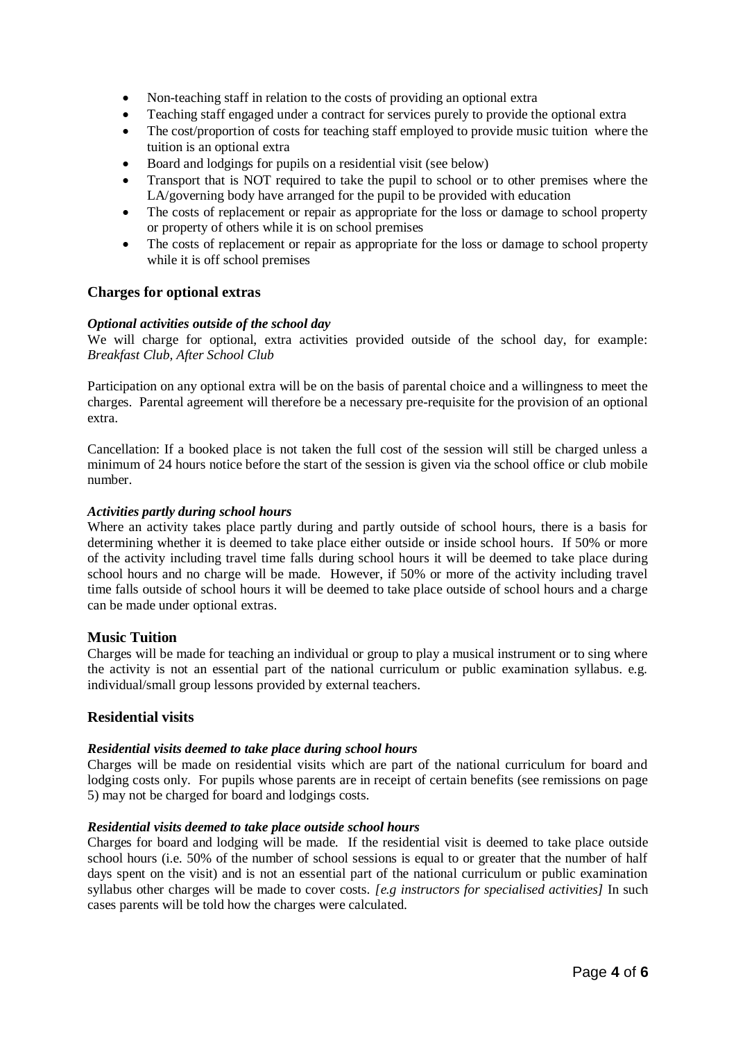- Non-teaching staff in relation to the costs of providing an optional extra
- Teaching staff engaged under a contract for services purely to provide the optional extra
- The cost/proportion of costs for teaching staff employed to provide music tuition where the tuition is an optional extra
- Board and lodgings for pupils on a residential visit (see below)
- Transport that is NOT required to take the pupil to school or to other premises where the LA/governing body have arranged for the pupil to be provided with education
- The costs of replacement or repair as appropriate for the loss or damage to school property or property of others while it is on school premises
- The costs of replacement or repair as appropriate for the loss or damage to school property while it is off school premises

## Charges for optional extras

***Optional activities outside of the school day***

We will charge for optional, extra activities provided outside of the school day, for example: *Breakfast Club, After School Club*

Participation on any optional extra will be on the basis of parental choice and a willingness to meet the charges. Parental agreement will therefore be a necessary pre-requisite for the provision of an optional extra.

Cancellation: If a booked place is not taken the full cost of the session will still be charged unless a minimum of 24 hours notice before the start of the session is given via the school office or club mobile number.

***Activities partly during school hours***

Where an activity takes place partly during and partly outside of school hours, there is a basis for determining whether it is deemed to take place either outside or inside school hours. If 50% or more of the activity including travel time falls during school hours it will be deemed to take place during school hours and no charge will be made. However, if 50% or more of the activity including travel time falls outside of school hours it will be deemed to take place outside of school hours and a charge can be made under optional extras.

## Music Tuition

Charges will be made for teaching an individual or group to play a musical instrument or to sing where the activity is not an essential part of the national curriculum or public examination syllabus. e.g. individual/small group lessons provided by external teachers.

## Residential visits

***Residential visits deemed to take place during school hours***

Charges will be made on residential visits which are part of the national curriculum for board and lodging costs only. For pupils whose parents are in receipt of certain benefits (see remissions on page 5) may not be charged for board and lodgings costs.

***Residential visits deemed to take place outside school hours***

Charges for board and lodging will be made. If the residential visit is deemed to take place outside school hours (i.e. 50% of the number of school sessions is equal to or greater that the number of half days spent on the visit) and is not an essential part of the national curriculum or public examination syllabus other charges will be made to cover costs. *[e.g instructors for specialised activities]* In such cases parents will be told how the charges were calculated.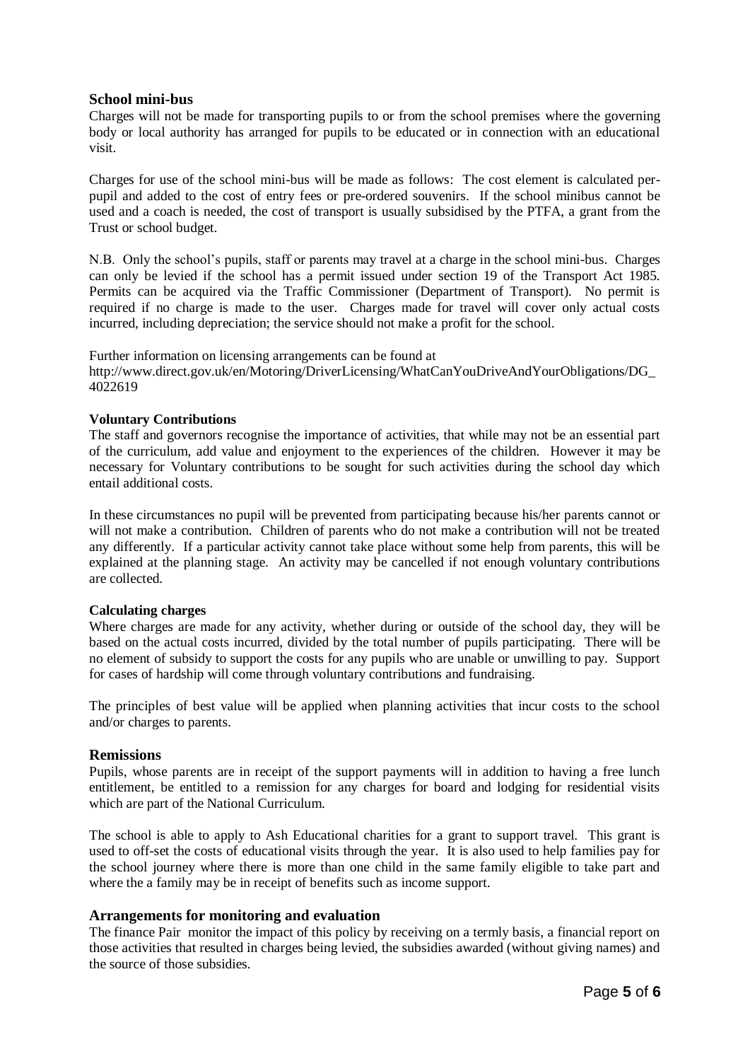## School mini-bus

Charges will not be made for transporting pupils to or from the school premises where the governing body or local authority has arranged for pupils to be educated or in connection with an educational visit.

Charges for use of the school mini-bus will be made as follows: The cost element is calculated per-pupil and added to the cost of entry fees or pre-ordered souvenirs. If the school minibus cannot be used and a coach is needed, the cost of transport is usually subsidised by the PTFA, a grant from the Trust or school budget.

N.B. Only the school's pupils, staff or parents may travel at a charge in the school mini-bus. Charges can only be levied if the school has a permit issued under section 19 of the Transport Act 1985. Permits can be acquired via the Traffic Commissioner (Department of Transport). No permit is required if no charge is made to the user. Charges made for travel will cover only actual costs incurred, including depreciation; the service should not make a profit for the school.

Further information on licensing arrangements can be found at
http://www.direct.gov.uk/en/Motoring/DriverLicensing/WhatCanYouDriveAndYourObligations/DG_4022619

### Voluntary Contributions

The staff and governors recognise the importance of activities, that while may not be an essential part of the curriculum, add value and enjoyment to the experiences of the children. However it may be necessary for Voluntary contributions to be sought for such activities during the school day which entail additional costs.

In these circumstances no pupil will be prevented from participating because his/her parents cannot or will not make a contribution. Children of parents who do not make a contribution will not be treated any differently. If a particular activity cannot take place without some help from parents, this will be explained at the planning stage. An activity may be cancelled if not enough voluntary contributions are collected.

### Calculating charges

Where charges are made for any activity, whether during or outside of the school day, they will be based on the actual costs incurred, divided by the total number of pupils participating. There will be no element of subsidy to support the costs for any pupils who are unable or unwilling to pay. Support for cases of hardship will come through voluntary contributions and fundraising.

The principles of best value will be applied when planning activities that incur costs to the school and/or charges to parents.

## Remissions

Pupils, whose parents are in receipt of the support payments will in addition to having a free lunch entitlement, be entitled to a remission for any charges for board and lodging for residential visits which are part of the National Curriculum.

The school is able to apply to Ash Educational charities for a grant to support travel. This grant is used to off-set the costs of educational visits through the year. It is also used to help families pay for the school journey where there is more than one child in the same family eligible to take part and where the a family may be in receipt of benefits such as income support.

## Arrangements for monitoring and evaluation

The finance Pair monitor the impact of this policy by receiving on a termly basis, a financial report on those activities that resulted in charges being levied, the subsidies awarded (without giving names) and the source of those subsidies.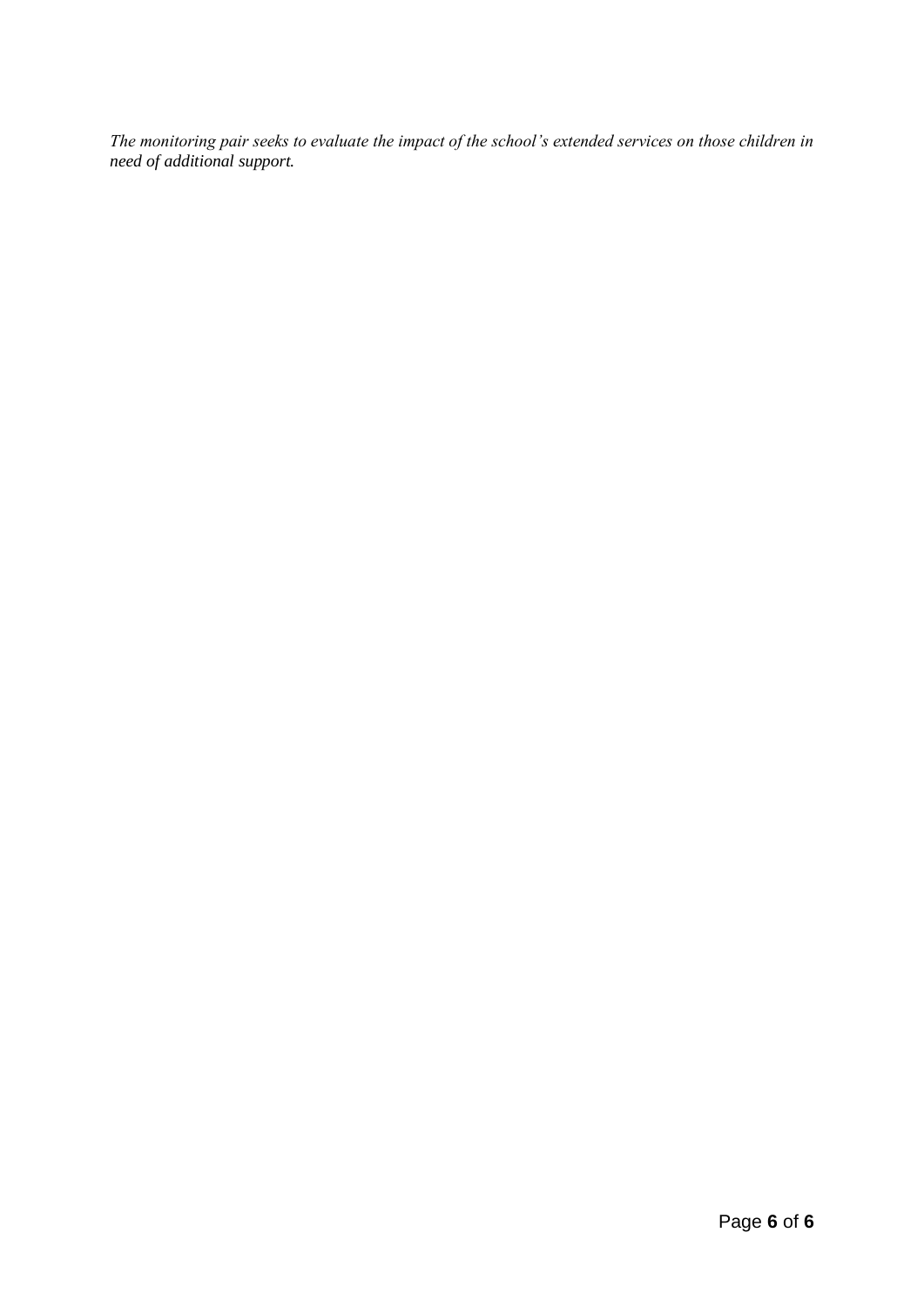*The monitoring pair seeks to evaluate the impact of the school's extended services on those children in need of additional support.*